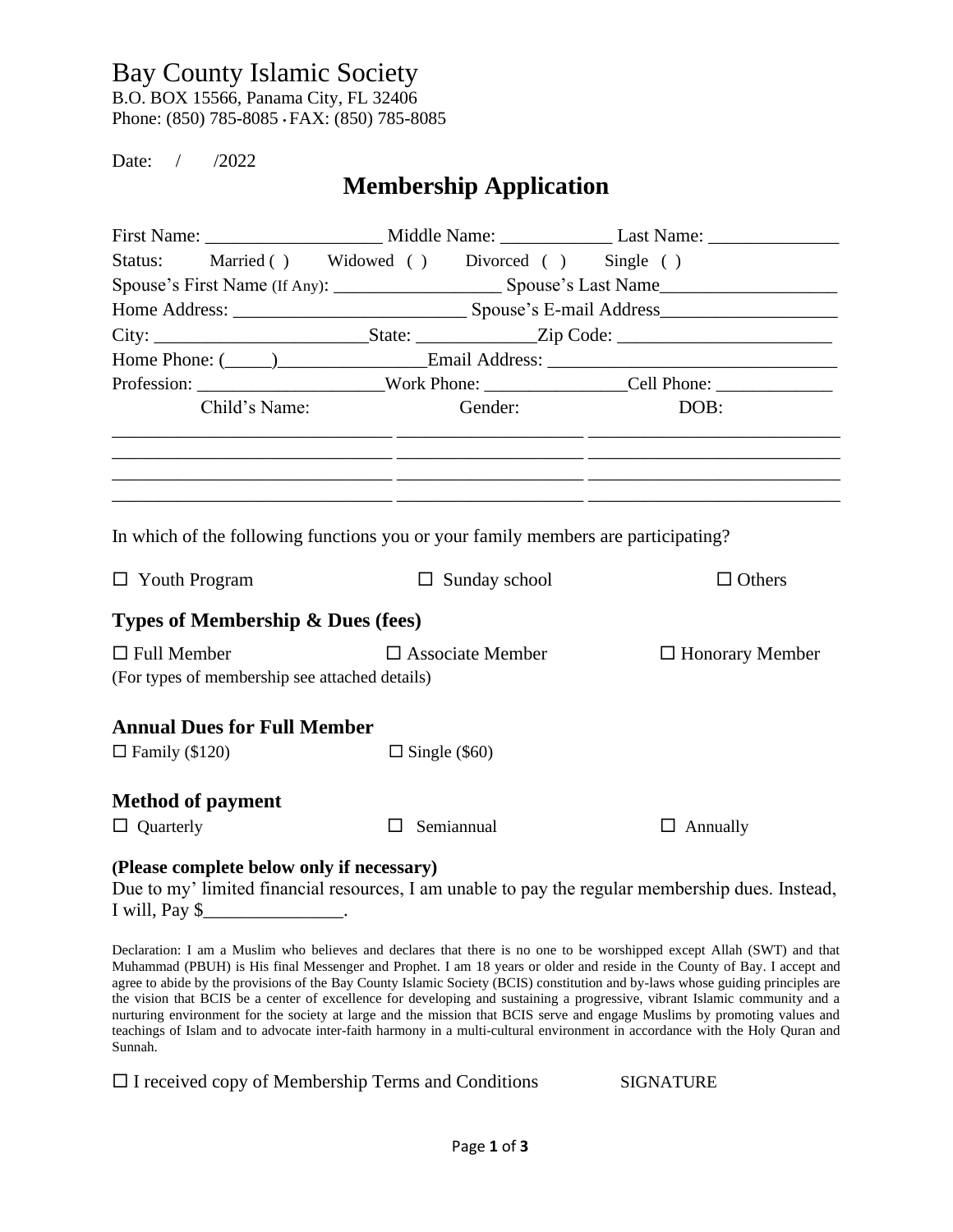# Bay County Islamic Society

B.O. BOX 15566, Panama City, FL 32406
Phone: (850) 785-8085 • FAX: (850) 785-8085

Date: / /2022

## Membership Application

First Name: __________________ Middle Name: ____________ Last Name: ______________

Status: Married ( ) Widowed ( ) Divorced ( ) Single ( )

Spouse's First Name (If Any): _________________ Spouse's Last Name__________________

Home Address: ________________________ Spouse's E-mail Address__________________

City: ______________________State: ____________Zip Code: ______________________

Home Phone: (_____)________________Email Address: ______________________________

Profession: ____________________Work Phone: _______________Cell Phone: ____________

| Child's Name: | Gender: | DOB: |
|---|---|---|
| | | |
| | | |
| | | |
| | | |

In which of the following functions you or your family members are participating?

☐ Youth Program ☐ Sunday school ☐ Others

### Types of Membership & Dues (fees)

☐ Full Member ☐ Associate Member ☐ Honorary Member

(For types of membership see attached details)

### Annual Dues for Full Member

☐ Family ($120) ☐ Single ($60)

### Method of payment

☐ Quarterly ☐ Semiannual ☐ Annually

**(Please complete below only if necessary)**

Due to my' limited financial resources, I am unable to pay the regular membership dues. Instead, I will, Pay $_______________.

Declaration: I am a Muslim who believes and declares that there is no one to be worshipped except Allah (SWT) and that Muhammad (PBUH) is His final Messenger and Prophet. I am 18 years or older and reside in the County of Bay. I accept and agree to abide by the provisions of the Bay County Islamic Society (BCIS) constitution and by-laws whose guiding principles are the vision that BCIS be a center of excellence for developing and sustaining a progressive, vibrant Islamic community and a nurturing environment for the society at large and the mission that BCIS serve and engage Muslims by promoting values and teachings of Islam and to advocate inter-faith harmony in a multi-cultural environment in accordance with the Holy Quran and Sunnah.

☐ I received copy of Membership Terms and Conditions SIGNATURE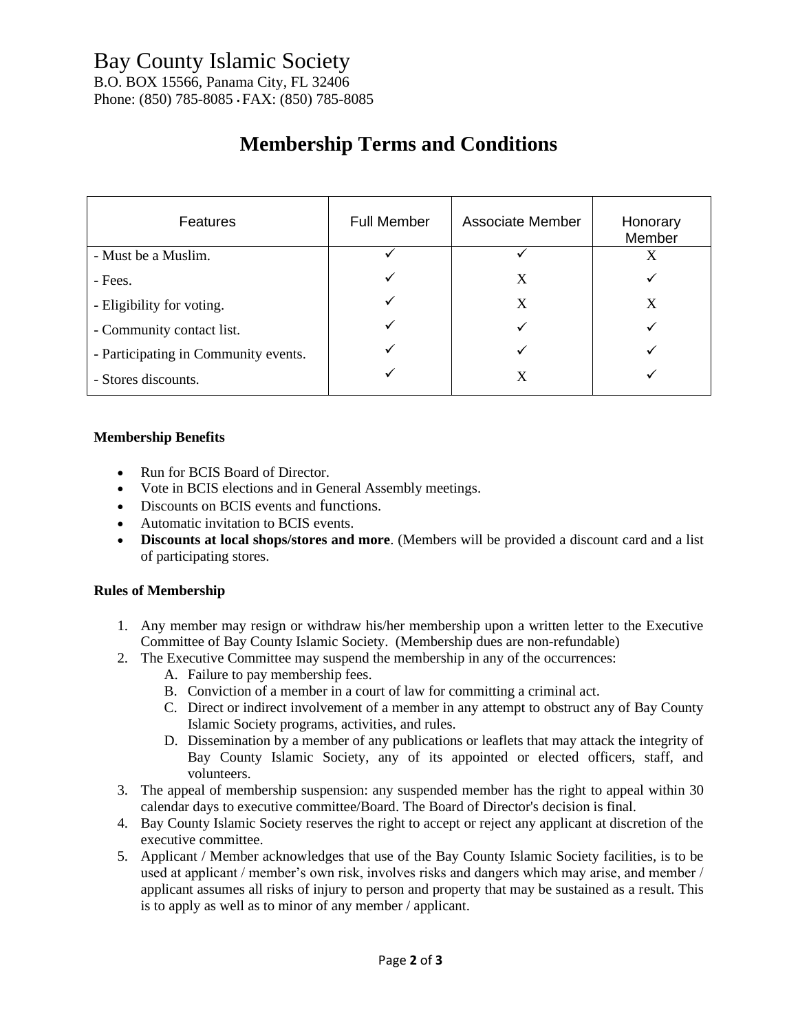# Bay County Islamic Society

B.O. BOX 15566, Panama City, FL 32406
Phone: (850) 785-8085 • FAX: (850) 785-8085

## Membership Terms and Conditions

| Features | Full Member | Associate Member | Honorary Member |
|---|---|---|---|
| - Must be a Muslim. | ✓ | ✓ | X |
| - Fees. | ✓ | X | ✓ |
| - Eligibility for voting. | ✓ | X | X |
| - Community contact list. | ✓ | ✓ | ✓ |
| - Participating in Community events. | ✓ | ✓ | ✓ |
| - Stores discounts. | ✓ | X | ✓ |

**Membership Benefits**

- Run for BCIS Board of Director.
- Vote in BCIS elections and in General Assembly meetings.
- Discounts on BCIS events and functions.
- Automatic invitation to BCIS events.
- **Discounts at local shops/stores and more**. (Members will be provided a discount card and a list of participating stores.

**Rules of Membership**

1. Any member may resign or withdraw his/her membership upon a written letter to the Executive Committee of Bay County Islamic Society. (Membership dues are non-refundable)
2. The Executive Committee may suspend the membership in any of the occurrences:
   A. Failure to pay membership fees.
   B. Conviction of a member in a court of law for committing a criminal act.
   C. Direct or indirect involvement of a member in any attempt to obstruct any of Bay County Islamic Society programs, activities, and rules.
   D. Dissemination by a member of any publications or leaflets that may attack the integrity of Bay County Islamic Society, any of its appointed or elected officers, staff, and volunteers.
3. The appeal of membership suspension: any suspended member has the right to appeal within 30 calendar days to executive committee/Board. The Board of Director's decision is final.
4. Bay County Islamic Society reserves the right to accept or reject any applicant at discretion of the executive committee.
5. Applicant / Member acknowledges that use of the Bay County Islamic Society facilities, is to be used at applicant / member's own risk, involves risks and dangers which may arise, and member / applicant assumes all risks of injury to person and property that may be sustained as a result. This is to apply as well as to minor of any member / applicant.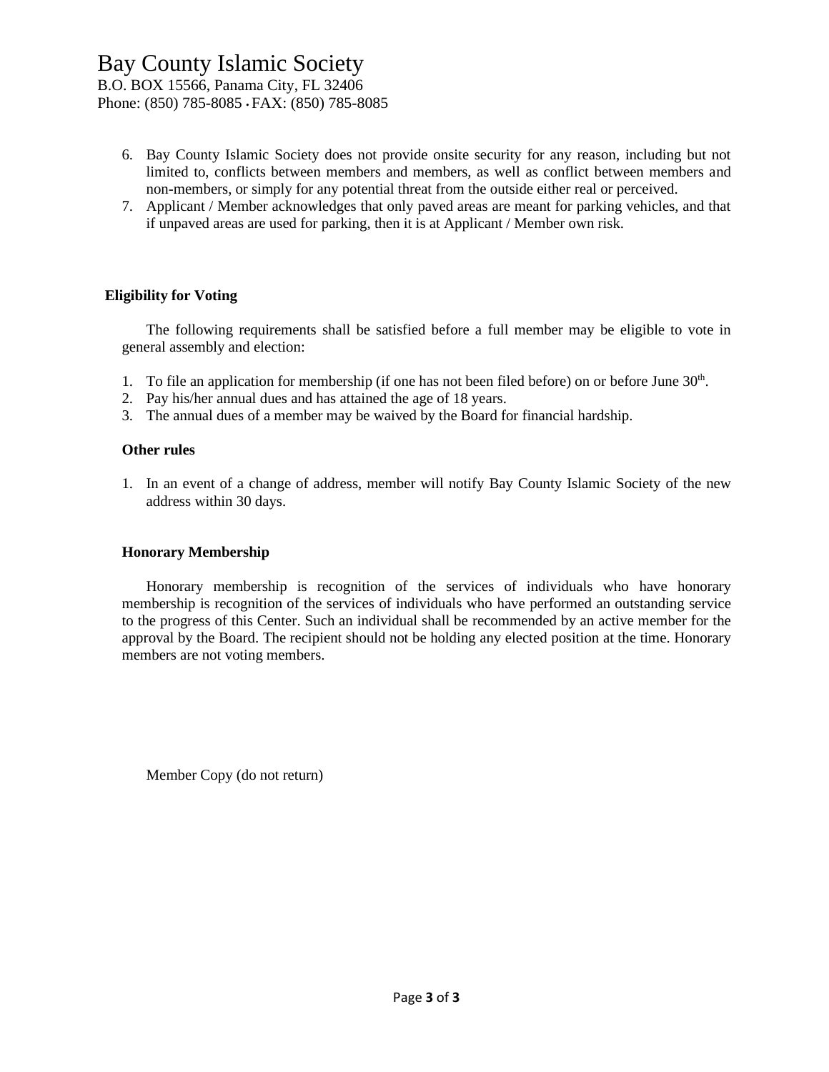# Bay County Islamic Society

B.O. BOX 15566, Panama City, FL 32406
Phone: (850) 785-8085 • FAX: (850) 785-8085

6. Bay County Islamic Society does not provide onsite security for any reason, including but not limited to, conflicts between members and members, as well as conflict between members and non-members, or simply for any potential threat from the outside either real or perceived.
7. Applicant / Member acknowledges that only paved areas are meant for parking vehicles, and that if unpaved areas are used for parking, then it is at Applicant / Member own risk.

**Eligibility for Voting**

The following requirements shall be satisfied before a full member may be eligible to vote in general assembly and election:

1. To file an application for membership (if one has not been filed before) on or before June 30th.
2. Pay his/her annual dues and has attained the age of 18 years.
3. The annual dues of a member may be waived by the Board for financial hardship.

**Other rules**

1. In an event of a change of address, member will notify Bay County Islamic Society of the new address within 30 days.

**Honorary Membership**

Honorary membership is recognition of the services of individuals who have honorary membership is recognition of the services of individuals who have performed an outstanding service to the progress of this Center. Such an individual shall be recommended by an active member for the approval by the Board. The recipient should not be holding any elected position at the time. Honorary members are not voting members.

Member Copy (do not return)